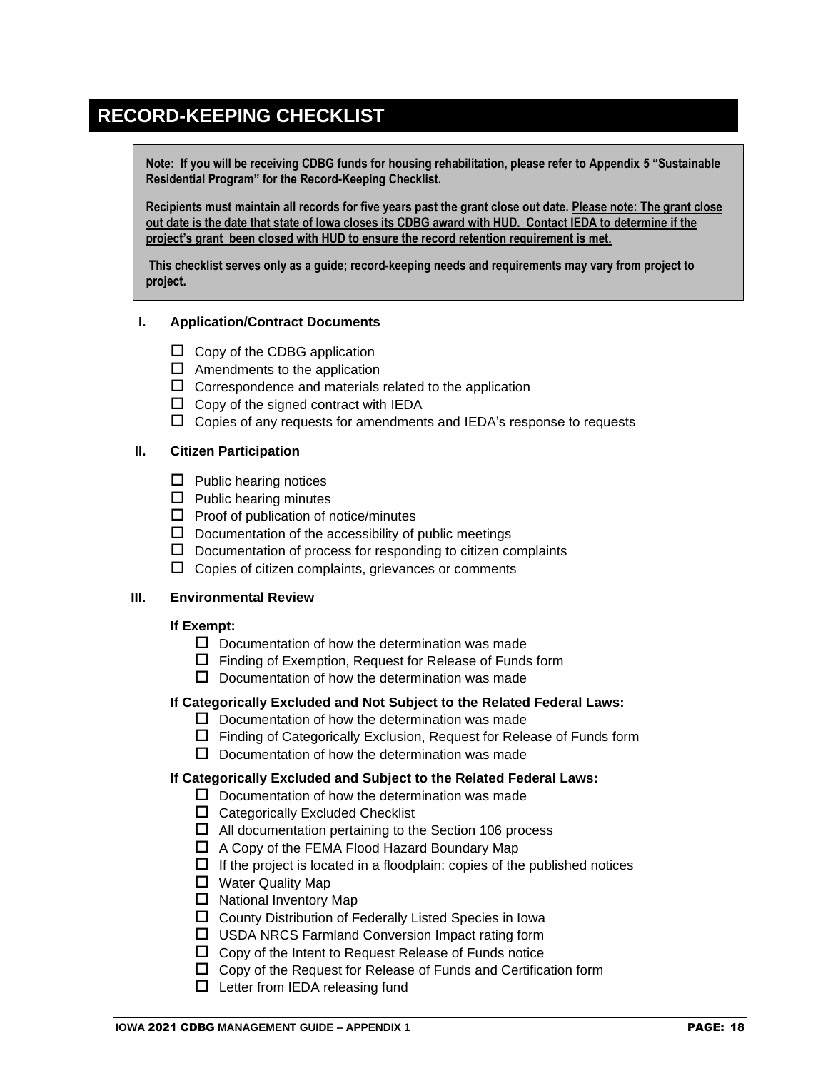# RECORD-KEEPING CHECKLIST

**Note: If you will be receiving CDBG funds for housing rehabilitation, please refer to Appendix 5 "Sustainable Residential Program" for the Record-Keeping Checklist.**

**Recipients must maintain all records for five years past the grant close out date. Please note: The grant close out date is the date that state of Iowa closes its CDBG award with HUD. Contact IEDA to determine if the project's grant been closed with HUD to ensure the record retention requirement is met.**

**This checklist serves only as a guide; record-keeping needs and requirements may vary from project to project.**

## I. Application/Contract Documents

- ☐ Copy of the CDBG application
- ☐ Amendments to the application
- ☐ Correspondence and materials related to the application
- ☐ Copy of the signed contract with IEDA
- ☐ Copies of any requests for amendments and IEDA's response to requests

## II. Citizen Participation

- ☐ Public hearing notices
- ☐ Public hearing minutes
- ☐ Proof of publication of notice/minutes
- ☐ Documentation of the accessibility of public meetings
- ☐ Documentation of process for responding to citizen complaints
- ☐ Copies of citizen complaints, grievances or comments

## III. Environmental Review

**If Exempt:**

- ☐ Documentation of how the determination was made
- ☐ Finding of Exemption, Request for Release of Funds form
- ☐ Documentation of how the determination was made

**If Categorically Excluded and Not Subject to the Related Federal Laws:**

- ☐ Documentation of how the determination was made
- ☐ Finding of Categorically Exclusion, Request for Release of Funds form
- ☐ Documentation of how the determination was made

**If Categorically Excluded and Subject to the Related Federal Laws:**

- ☐ Documentation of how the determination was made
- ☐ Categorically Excluded Checklist
- ☐ All documentation pertaining to the Section 106 process
- ☐ A Copy of the FEMA Flood Hazard Boundary Map
- ☐ If the project is located in a floodplain: copies of the published notices
- ☐ Water Quality Map
- ☐ National Inventory Map
- ☐ County Distribution of Federally Listed Species in Iowa
- ☐ USDA NRCS Farmland Conversion Impact rating form
- ☐ Copy of the Intent to Request Release of Funds notice
- ☐ Copy of the Request for Release of Funds and Certification form
- ☐ Letter from IEDA releasing fund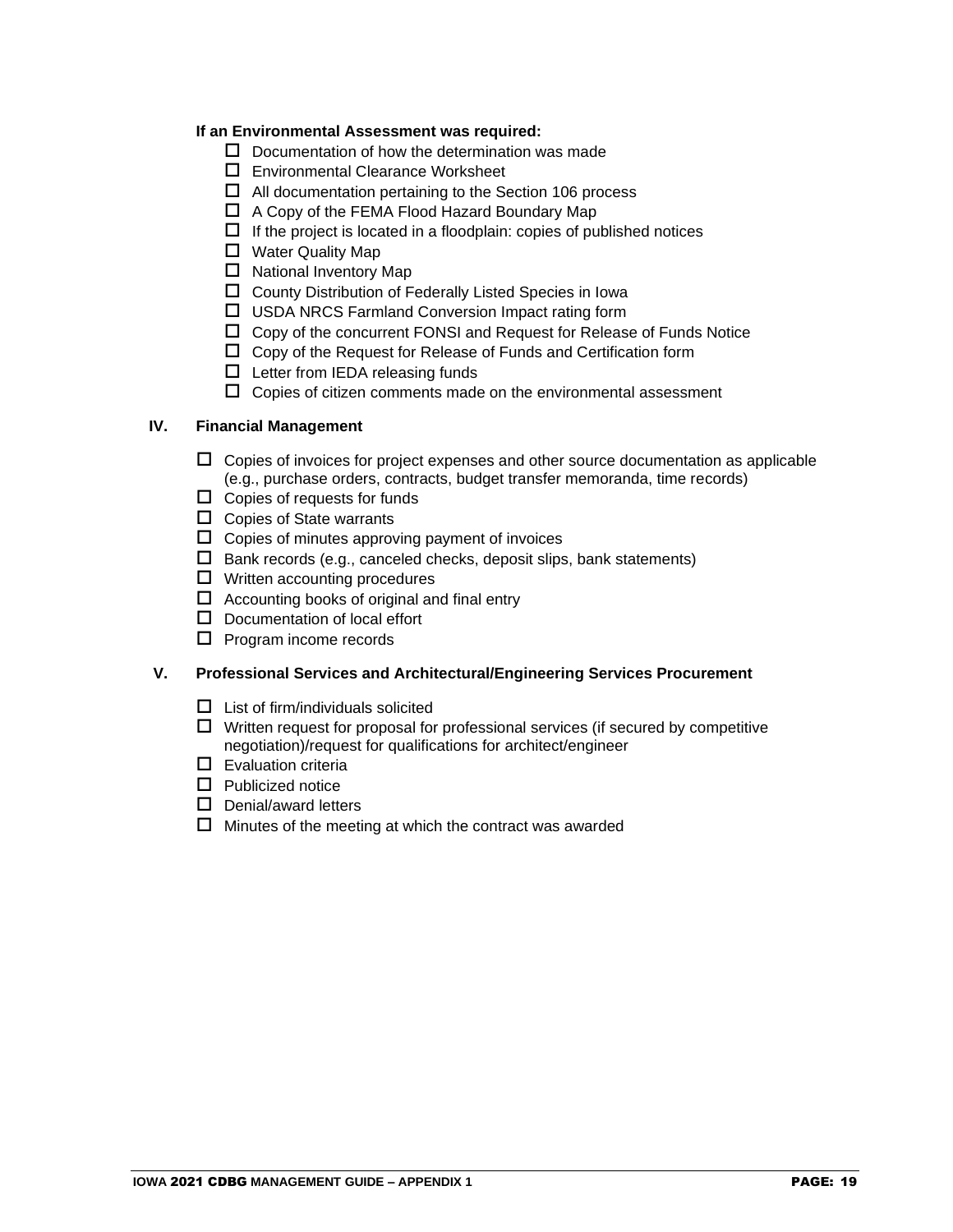**If an Environmental Assessment was required:**

- ☐ Documentation of how the determination was made
- ☐ Environmental Clearance Worksheet
- ☐ All documentation pertaining to the Section 106 process
- ☐ A Copy of the FEMA Flood Hazard Boundary Map
- ☐ If the project is located in a floodplain: copies of published notices
- ☐ Water Quality Map
- ☐ National Inventory Map
- ☐ County Distribution of Federally Listed Species in Iowa
- ☐ USDA NRCS Farmland Conversion Impact rating form
- ☐ Copy of the concurrent FONSI and Request for Release of Funds Notice
- ☐ Copy of the Request for Release of Funds and Certification form
- ☐ Letter from IEDA releasing funds
- ☐ Copies of citizen comments made on the environmental assessment

## IV. Financial Management

- ☐ Copies of invoices for project expenses and other source documentation as applicable (e.g., purchase orders, contracts, budget transfer memoranda, time records)
- ☐ Copies of requests for funds
- ☐ Copies of State warrants
- ☐ Copies of minutes approving payment of invoices
- ☐ Bank records (e.g., canceled checks, deposit slips, bank statements)
- ☐ Written accounting procedures
- ☐ Accounting books of original and final entry
- ☐ Documentation of local effort
- ☐ Program income records

## V. Professional Services and Architectural/Engineering Services Procurement

- ☐ List of firm/individuals solicited
- ☐ Written request for proposal for professional services (if secured by competitive negotiation)/request for qualifications for architect/engineer
- ☐ Evaluation criteria
- ☐ Publicized notice
- ☐ Denial/award letters
- ☐ Minutes of the meeting at which the contract was awarded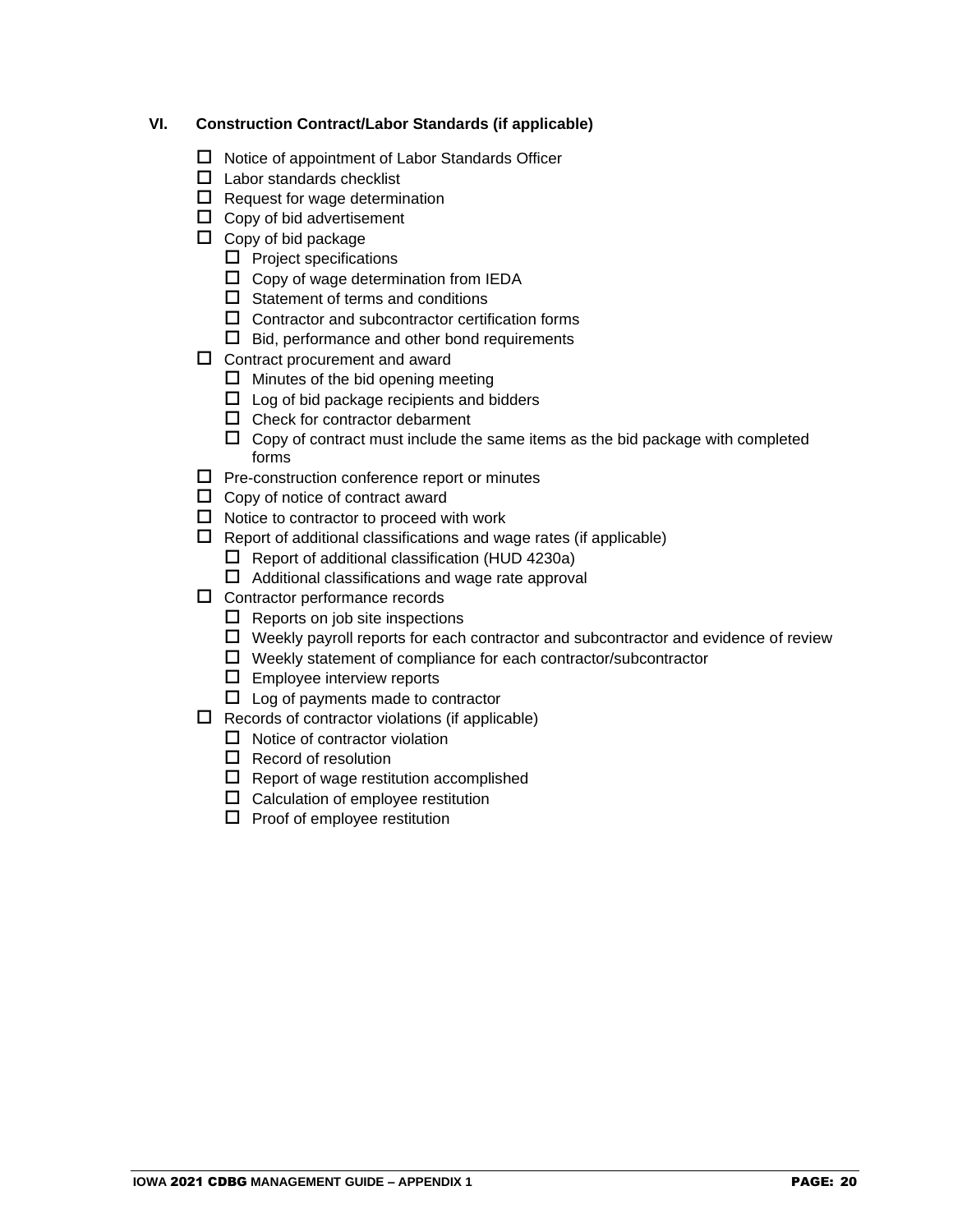### VI. Construction Contract/Labor Standards (if applicable)

- ☐ Notice of appointment of Labor Standards Officer
- ☐ Labor standards checklist
- ☐ Request for wage determination
- ☐ Copy of bid advertisement
- ☐ Copy of bid package
  - ☐ Project specifications
  - ☐ Copy of wage determination from IEDA
  - ☐ Statement of terms and conditions
  - ☐ Contractor and subcontractor certification forms
  - ☐ Bid, performance and other bond requirements
- ☐ Contract procurement and award
  - ☐ Minutes of the bid opening meeting
  - ☐ Log of bid package recipients and bidders
  - ☐ Check for contractor debarment
  - ☐ Copy of contract must include the same items as the bid package with completed forms
- ☐ Pre-construction conference report or minutes
- ☐ Copy of notice of contract award
- ☐ Notice to contractor to proceed with work
- ☐ Report of additional classifications and wage rates (if applicable)
  - ☐ Report of additional classification (HUD 4230a)
  - ☐ Additional classifications and wage rate approval
- ☐ Contractor performance records
  - ☐ Reports on job site inspections
  - ☐ Weekly payroll reports for each contractor and subcontractor and evidence of review
  - ☐ Weekly statement of compliance for each contractor/subcontractor
  - ☐ Employee interview reports
  - ☐ Log of payments made to contractor
- ☐ Records of contractor violations (if applicable)
  - ☐ Notice of contractor violation
  - ☐ Record of resolution
  - ☐ Report of wage restitution accomplished
  - ☐ Calculation of employee restitution
  - ☐ Proof of employee restitution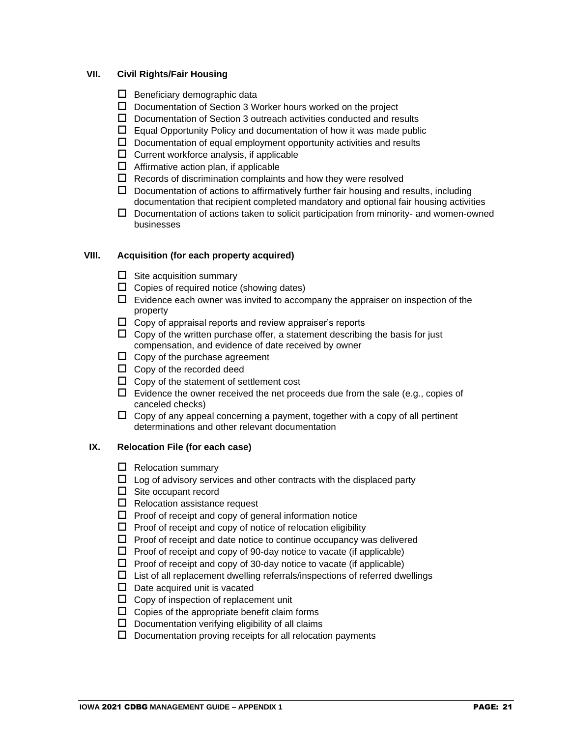## VII. Civil Rights/Fair Housing

- ☐ Beneficiary demographic data
- ☐ Documentation of Section 3 Worker hours worked on the project
- ☐ Documentation of Section 3 outreach activities conducted and results
- ☐ Equal Opportunity Policy and documentation of how it was made public
- ☐ Documentation of equal employment opportunity activities and results
- ☐ Current workforce analysis, if applicable
- ☐ Affirmative action plan, if applicable
- ☐ Records of discrimination complaints and how they were resolved
- ☐ Documentation of actions to affirmatively further fair housing and results, including documentation that recipient completed mandatory and optional fair housing activities
- ☐ Documentation of actions taken to solicit participation from minority- and women-owned businesses

## VIII. Acquisition (for each property acquired)

- ☐ Site acquisition summary
- ☐ Copies of required notice (showing dates)
- ☐ Evidence each owner was invited to accompany the appraiser on inspection of the property
- ☐ Copy of appraisal reports and review appraiser's reports
- ☐ Copy of the written purchase offer, a statement describing the basis for just compensation, and evidence of date received by owner
- ☐ Copy of the purchase agreement
- ☐ Copy of the recorded deed
- ☐ Copy of the statement of settlement cost
- ☐ Evidence the owner received the net proceeds due from the sale (e.g., copies of canceled checks)
- ☐ Copy of any appeal concerning a payment, together with a copy of all pertinent determinations and other relevant documentation

## IX. Relocation File (for each case)

- ☐ Relocation summary
- ☐ Log of advisory services and other contracts with the displaced party
- ☐ Site occupant record
- ☐ Relocation assistance request
- ☐ Proof of receipt and copy of general information notice
- ☐ Proof of receipt and copy of notice of relocation eligibility
- ☐ Proof of receipt and date notice to continue occupancy was delivered
- ☐ Proof of receipt and copy of 90-day notice to vacate (if applicable)
- ☐ Proof of receipt and copy of 30-day notice to vacate (if applicable)
- ☐ List of all replacement dwelling referrals/inspections of referred dwellings
- ☐ Date acquired unit is vacated
- ☐ Copy of inspection of replacement unit
- ☐ Copies of the appropriate benefit claim forms
- ☐ Documentation verifying eligibility of all claims
- ☐ Documentation proving receipts for all relocation payments